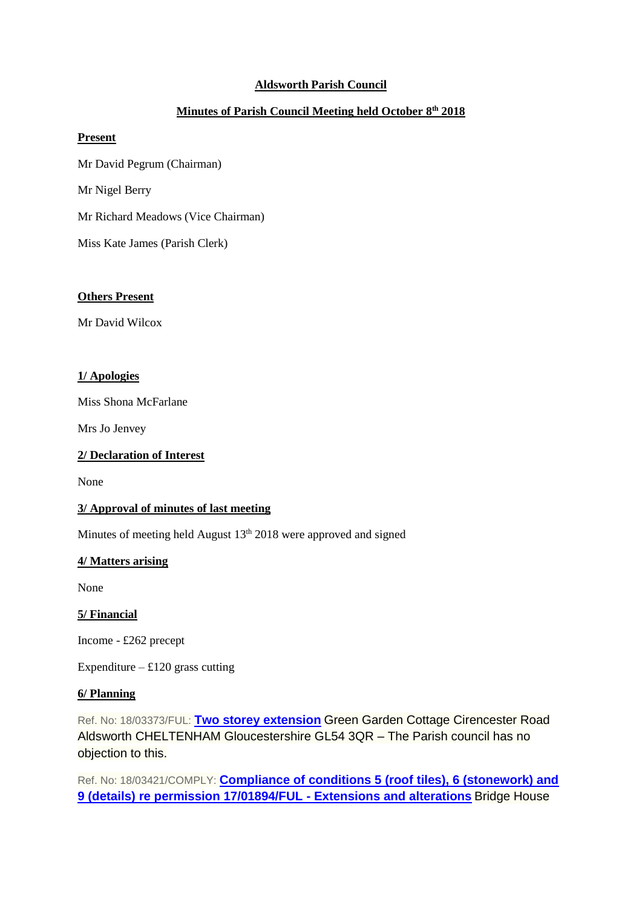# Aldsworth Parish Council

## Minutes of Parish Council Meeting held October 8th 2018

**Present**

Mr David Pegrum (Chairman)

Mr Nigel Berry

Mr Richard Meadows (Vice Chairman)

Miss Kate James (Parish Clerk)

**Others Present**

Mr David Wilcox

**1/ Apologies**

Miss Shona McFarlane

Mrs Jo Jenvey

**2/ Declaration of Interest**

None

**3/ Approval of minutes of last meeting**

Minutes of meeting held August 13th 2018 were approved and signed

**4/ Matters arising**

None

**5/ Financial**

Income - £262 precept

Expenditure – £120 grass cutting

**6/ Planning**

Ref. No: 18/03373/FUL: **Two storey extension** Green Garden Cottage Cirencester Road Aldsworth CHELTENHAM Gloucestershire GL54 3QR – The Parish council has no objection to this.

Ref. No: 18/03421/COMPLY: **Compliance of conditions 5 (roof tiles), 6 (stonework) and 9 (details) re permission 17/01894/FUL - Extensions and alterations** Bridge House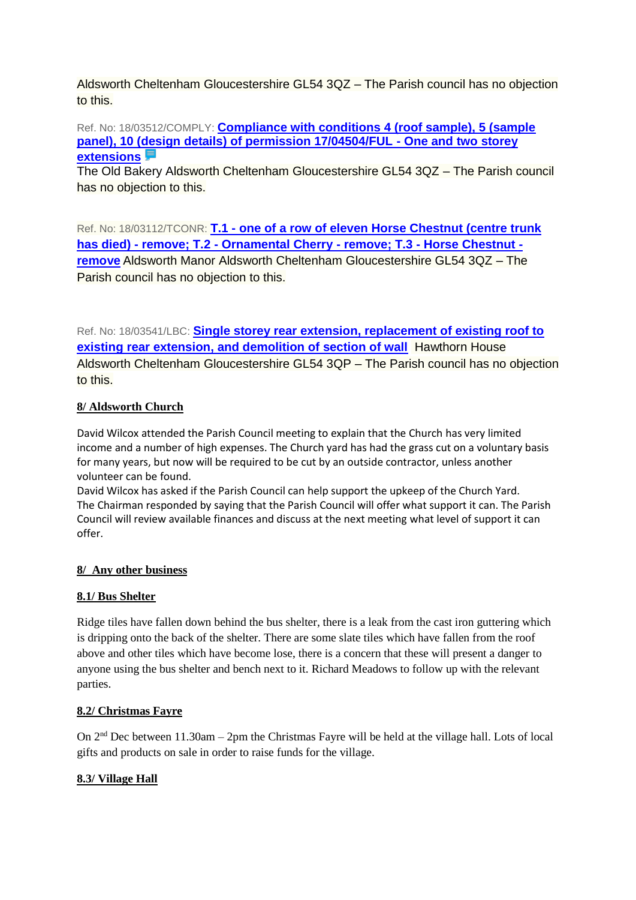Aldsworth Cheltenham Gloucestershire GL54 3QZ – The Parish council has no objection to this.

Ref. No: 18/03512/COMPLY: **Compliance with conditions 4 (roof sample), 5 (sample panel), 10 (design details) of permission 17/04504/FUL - One and two storey extensions**
The Old Bakery Aldsworth Cheltenham Gloucestershire GL54 3QZ – The Parish council has no objection to this.

Ref. No: 18/03112/TCONR: **T.1 - one of a row of eleven Horse Chestnut (centre trunk has died) - remove; T.2 - Ornamental Cherry - remove; T.3 - Horse Chestnut - remove** Aldsworth Manor Aldsworth Cheltenham Gloucestershire GL54 3QZ – The Parish council has no objection to this.

Ref. No: 18/03541/LBC: **Single storey rear extension, replacement of existing roof to existing rear extension, and demolition of section of wall** Hawthorn House Aldsworth Cheltenham Gloucestershire GL54 3QP – The Parish council has no objection to this.

## 8/ Aldsworth Church

David Wilcox attended the Parish Council meeting to explain that the Church has very limited income and a number of high expenses. The Church yard has had the grass cut on a voluntary basis for many years, but now will be required to be cut by an outside contractor, unless another volunteer can be found.
David Wilcox has asked if the Parish Council can help support the upkeep of the Church Yard.
The Chairman responded by saying that the Parish Council will offer what support it can. The Parish Council will review available finances and discuss at the next meeting what level of support it can offer.

## 8/ Any other business

### 8.1/ Bus Shelter

Ridge tiles have fallen down behind the bus shelter, there is a leak from the cast iron guttering which is dripping onto the back of the shelter. There are some slate tiles which have fallen from the roof above and other tiles which have become lose, there is a concern that these will present a danger to anyone using the bus shelter and bench next to it. Richard Meadows to follow up with the relevant parties.

### 8.2/ Christmas Fayre

On 2nd Dec between 11.30am – 2pm the Christmas Fayre will be held at the village hall. Lots of local gifts and products on sale in order to raise funds for the village.

### 8.3/ Village Hall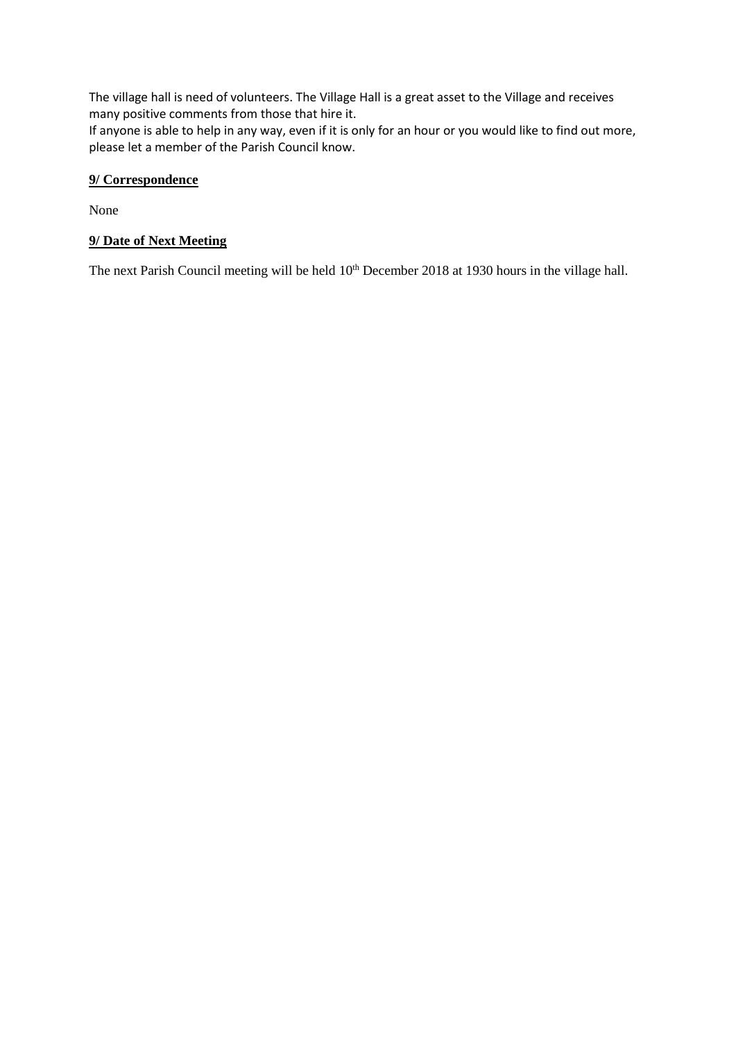The village hall is need of volunteers. The Village Hall is a great asset to the Village and receives many positive comments from those that hire it.
If anyone is able to help in any way, even if it is only for an hour or you would like to find out more, please let a member of the Parish Council know.

**9/ Correspondence**

None

**9/ Date of Next Meeting**

The next Parish Council meeting will be held 10th December 2018 at 1930 hours in the village hall.